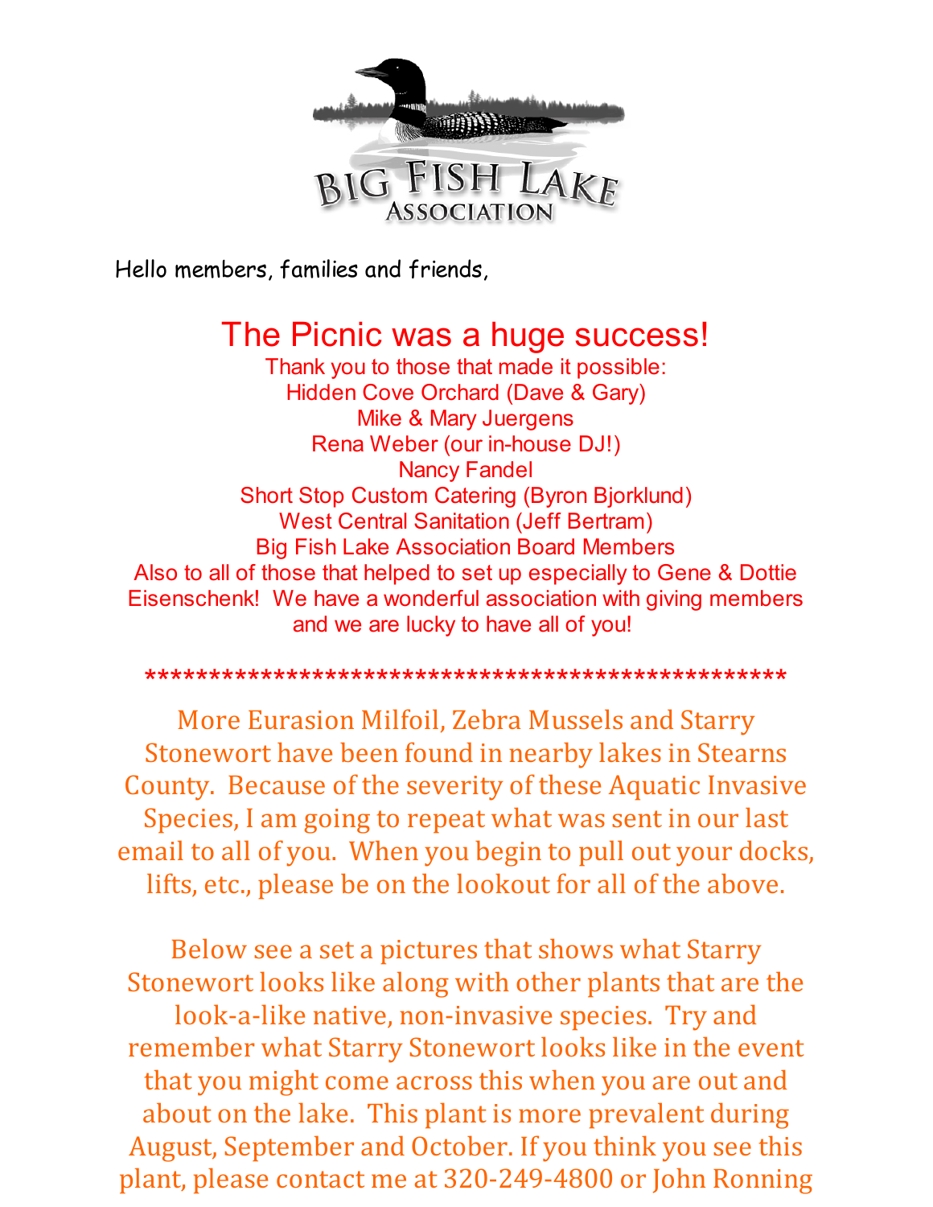BIG FISH LAKE
ASSOCIATION

Hello members, families and friends,

## The Picnic was a huge success!

Thank you to those that made it possible:
Hidden Cove Orchard (Dave & Gary)
Mike & Mary Juergens
Rena Weber (our in-house DJ!)
Nancy Fandel
Short Stop Custom Catering (Byron Bjorklund)
West Central Sanitation (Jeff Bertram)
Big Fish Lake Association Board Members
Also to all of those that helped to set up especially to Gene & Dottie Eisenschenk! We have a wonderful association with giving members and we are lucky to have all of you!

**************************************************

More Eurasion Milfoil, Zebra Mussels and Starry Stonewort have been found in nearby lakes in Stearns County. Because of the severity of these Aquatic Invasive Species, I am going to repeat what was sent in our last email to all of you. When you begin to pull out your docks, lifts, etc., please be on the lookout for all of the above.

Below see a set a pictures that shows what Starry Stonewort looks like along with other plants that are the look-a-like native, non-invasive species. Try and remember what Starry Stonewort looks like in the event that you might come across this when you are out and about on the lake. This plant is more prevalent during August, September and October. If you think you see this plant, please contact me at 320-249-4800 or John Ronning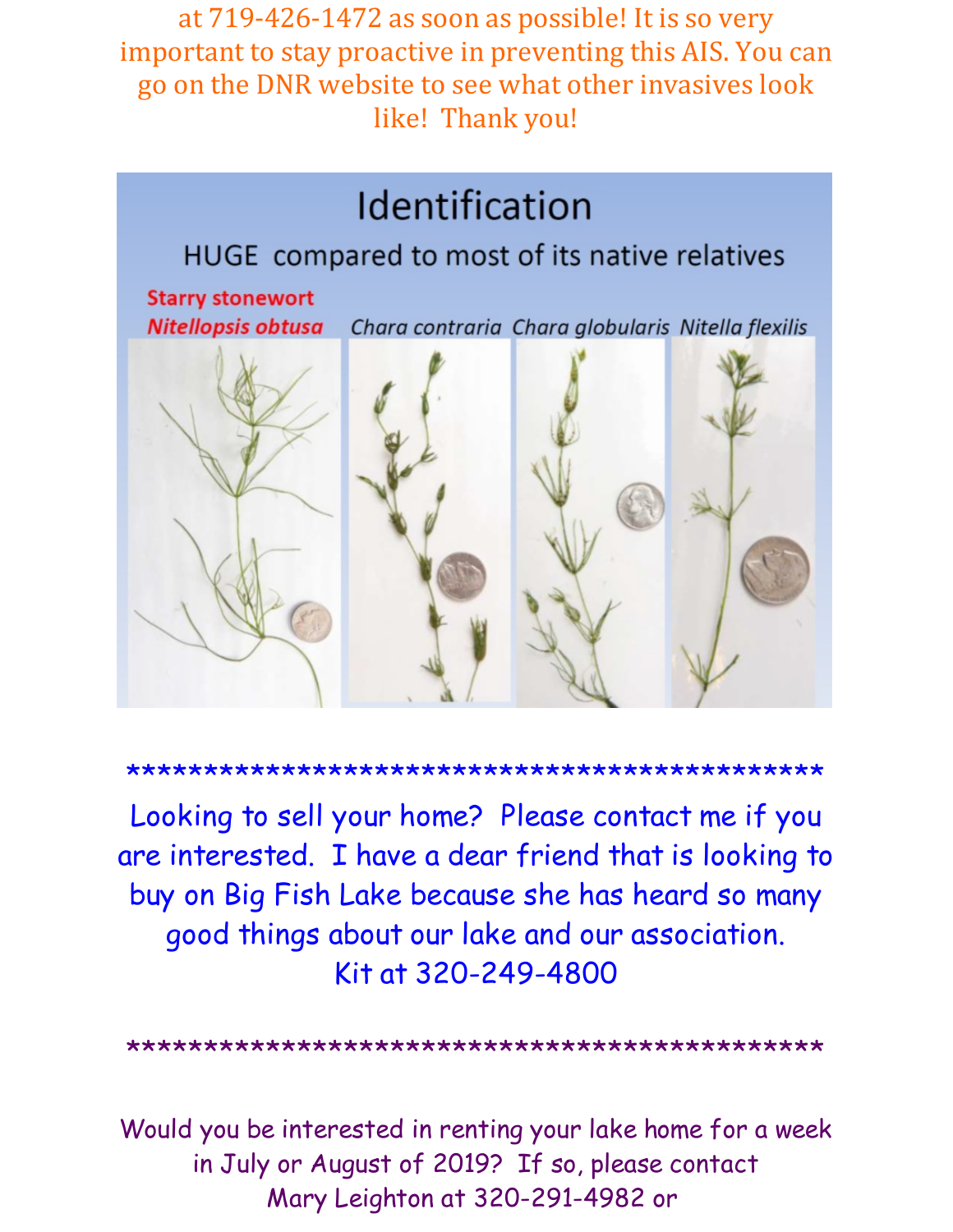at 719-426-1472 as soon as possible! It is so very important to stay proactive in preventing this AIS. You can go on the DNR website to see what other invasives look like! Thank you!

## Identification

HUGE compared to most of its native relatives

Starry stonewort *Nitellopsis obtusa* — *Chara contraria* — *Chara globularis* — *Nitella flexilis*

**************************************************

Looking to sell your home? Please contact me if you are interested. I have a dear friend that is looking to buy on Big Fish Lake because she has heard so many good things about our lake and our association.
Kit at 320-249-4800

**************************************************

Would you be interested in renting your lake home for a week in July or August of 2019? If so, please contact Mary Leighton at 320-291-4982 or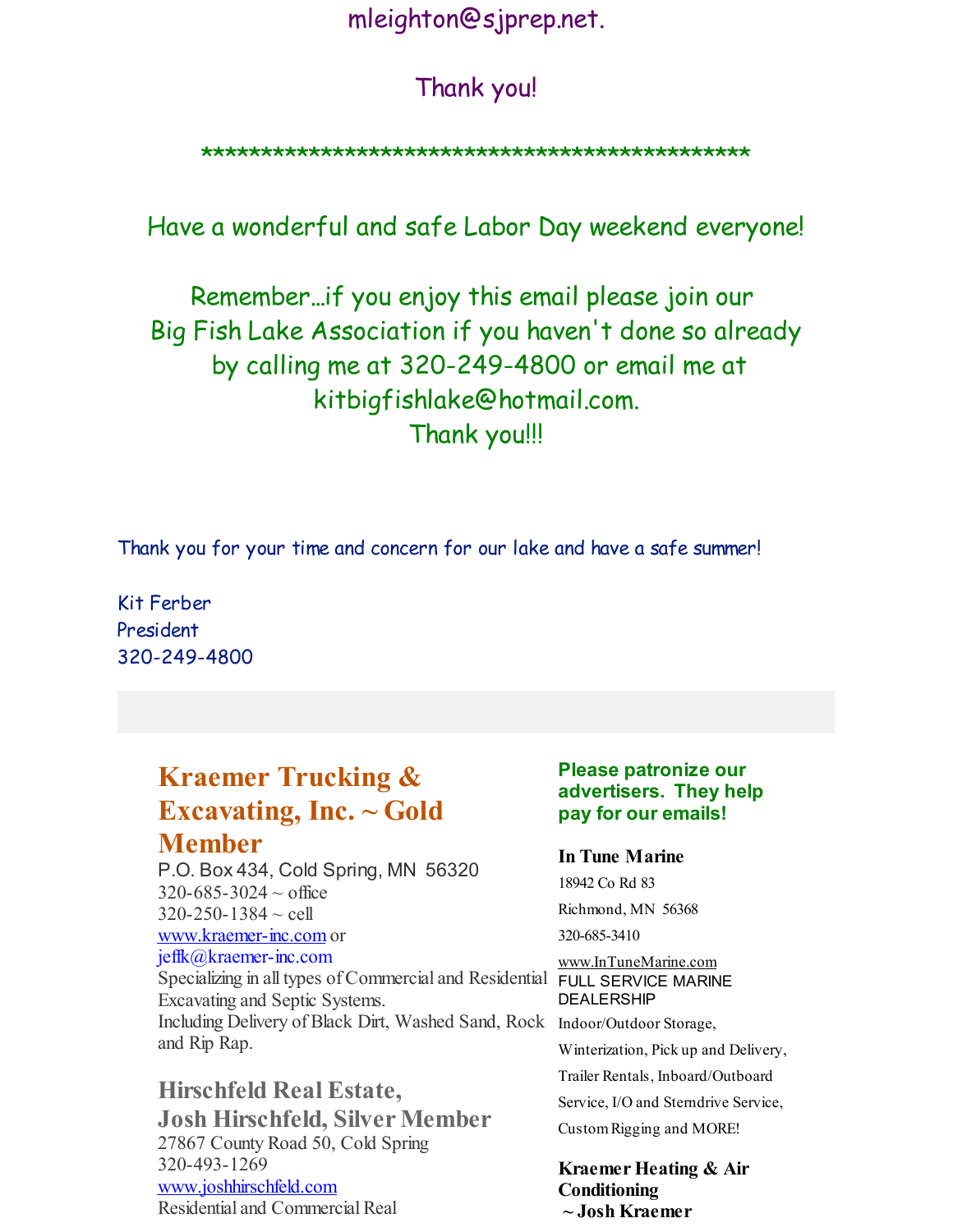mleighton@sjprep.net.

Thank you!

*********************************************

Have a wonderful and safe Labor Day weekend everyone!

Remember…if you enjoy this email please join our Big Fish Lake Association if you haven't done so already by calling me at 320-249-4800 or email me at kitbigfishlake@hotmail.com.
Thank you!!!

Thank you for your time and concern for our lake and have a safe summer!

Kit Ferber
President
320-249-4800

**Please patronize our advertisers. They help pay for our emails!**

## Kraemer Trucking & Excavating, Inc. ~ Gold Member

P.O. Box 434, Cold Spring, MN 56320
320-685-3024 ~ office
320-250-1384 ~ cell
www.kraemer-inc.com or
jeffk@kraemer-inc.com
Specializing in all types of Commercial and Residential Excavating and Septic Systems.
Including Delivery of Black Dirt, Washed Sand, Rock and Rip Rap.

## Hirschfeld Real Estate, Josh Hirschfeld, Silver Member

27867 County Road 50, Cold Spring
320-493-1269
www.joshhirschfeld.com
Residential and Commercial Real

**In Tune Marine**

18942 Co Rd 83
Richmond, MN 56368
320-685-3410
www.InTuneMarine.com
FULL SERVICE MARINE DEALERSHIP
Indoor/Outdoor Storage, Winterization, Pick up and Delivery, Trailer Rentals, Inboard/Outboard Service, I/O and Sterndrive Service, Custom Rigging and MORE!

**Kraemer Heating & Air Conditioning ~ Josh Kraemer**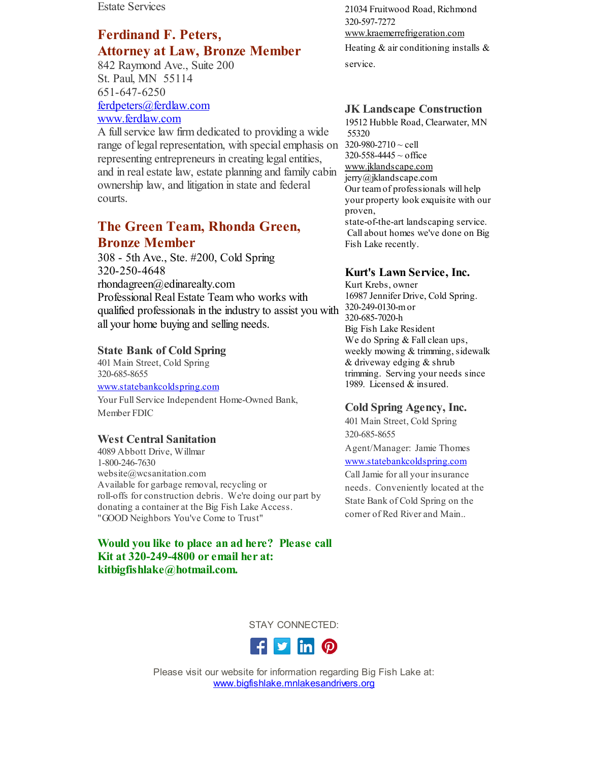Estate Services

## Ferdinand F. Peters, Attorney at Law, Bronze Member

842 Raymond Ave., Suite 200
St. Paul, MN 55114
651-647-6250
ferdpeters@ferdlaw.com
www.ferdlaw.com
A full service law firm dedicated to providing a wide range of legal representation, with special emphasis on representing entrepreneurs in creating legal entities, and in real estate law, estate planning and family cabin ownership law, and litigation in state and federal courts.

## The Green Team, Rhonda Green, Bronze Member

308 - 5th Ave., Ste. #200, Cold Spring
320-250-4648
rhondagreen@edinarealty.com
Professional Real Estate Team who works with qualified professionals in the industry to assist you with all your home buying and selling needs.

### State Bank of Cold Spring

401 Main Street, Cold Spring
320-685-8655
www.statebankcoldspring.com
Your Full Service Independent Home-Owned Bank, Member FDIC

### West Central Sanitation

4089 Abbott Drive, Willmar
1-800-246-7630
website@wcsanitation.com
Available for garbage removal, recycling or roll-offs for construction debris. We're doing our part by donating a container at the Big Fish Lake Access. "GOOD Neighbors You've Come to Trust"

**Would you like to place an ad here? Please call Kit at 320-249-4800 or email her at: kitbigfishlake@hotmail.com.**

21034 Fruitwood Road, Richmond
320-597-7272
www.kraemerrefrigeration.com
Heating & air conditioning installs & service.

### JK Landscape Construction

19512 Hubble Road, Clearwater, MN 55320
320-980-2710 ~ cell
320-558-4445 ~ office
www.jklandscape.com
jerry@jklandscape.com
Our team of professionals will help your property look exquisite with our proven,
state-of-the-art landscaping service. Call about homes we've done on Big Fish Lake recently.

### Kurt's Lawn Service, Inc.

Kurt Krebs, owner
16987 Jennifer Drive, Cold Spring.
320-249-0130-m or
320-685-7020-h
Big Fish Lake Resident
We do Spring & Fall clean ups, weekly mowing & trimming, sidewalk & driveway edging & shrub trimming. Serving your needs since 1989. Licensed & insured.

### Cold Spring Agency, Inc.

401 Main Street, Cold Spring
320-685-8655
Agent/Manager: Jamie Thomes
www.statebankcoldspring.com
Call Jamie for all your insurance needs. Conveniently located at the State Bank of Cold Spring on the corner of Red River and Main..

STAY CONNECTED:

Please visit our website for information regarding Big Fish Lake at:
www.bigfishlake.mnlakesandrivers.org